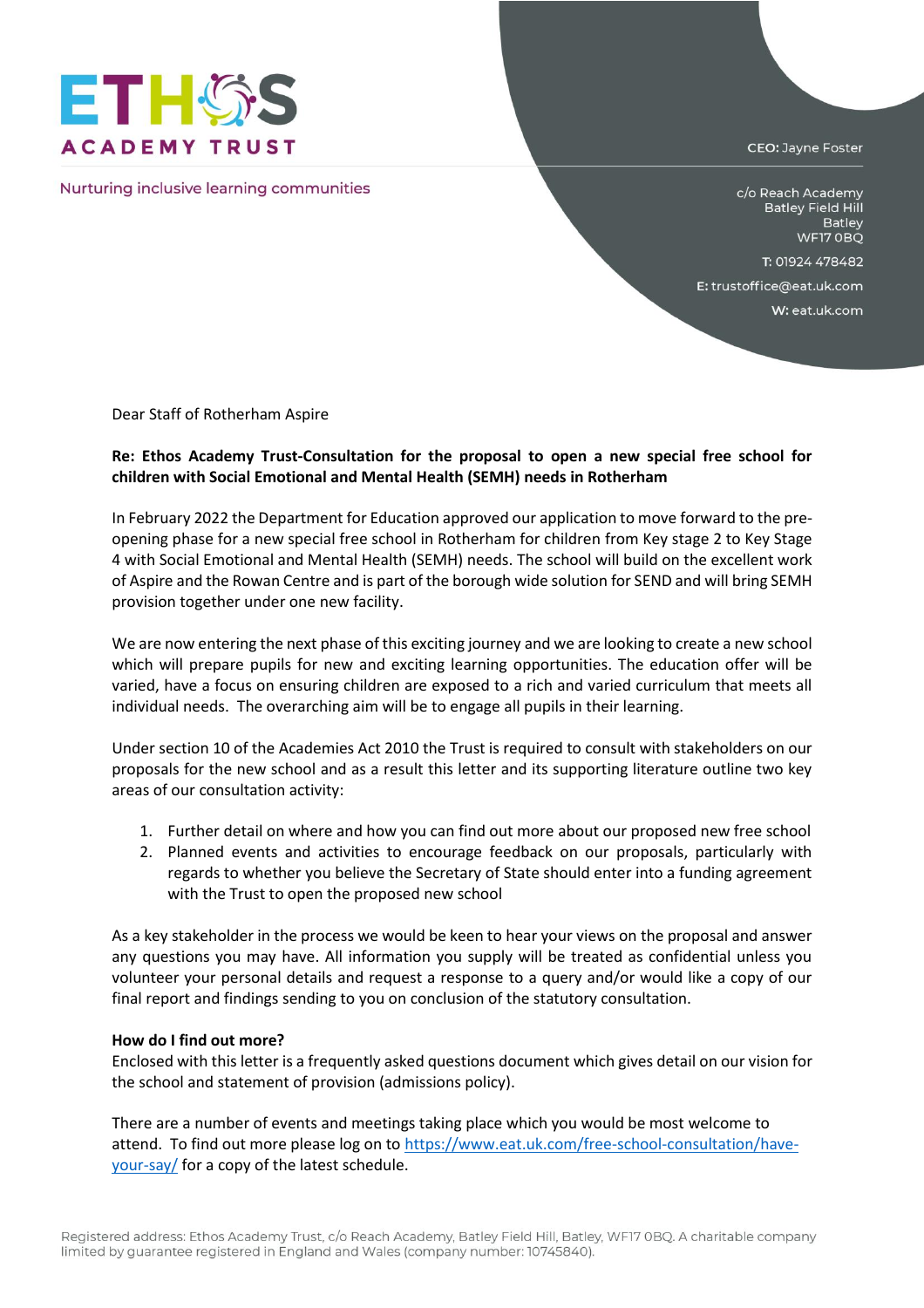ETHOS
ACADEMY TRUST

Nurturing inclusive learning communities

CEO: Jayne Foster

c/o Reach Academy
Batley Field Hill
Batley
WF17 0BQ

T: 01924 478482

E: trustoffice@eat.uk.com

W: eat.uk.com

Dear Staff of Rotherham Aspire

**Re: Ethos Academy Trust-Consultation for the proposal to open a new special free school for children with Social Emotional and Mental Health (SEMH) needs in Rotherham**

In February 2022 the Department for Education approved our application to move forward to the pre-opening phase for a new special free school in Rotherham for children from Key stage 2 to Key Stage 4 with Social Emotional and Mental Health (SEMH) needs. The school will build on the excellent work of Aspire and the Rowan Centre and is part of the borough wide solution for SEND and will bring SEMH provision together under one new facility.

We are now entering the next phase of this exciting journey and we are looking to create a new school which will prepare pupils for new and exciting learning opportunities. The education offer will be varied, have a focus on ensuring children are exposed to a rich and varied curriculum that meets all individual needs. The overarching aim will be to engage all pupils in their learning.

Under section 10 of the Academies Act 2010 the Trust is required to consult with stakeholders on our proposals for the new school and as a result this letter and its supporting literature outline two key areas of our consultation activity:

1. Further detail on where and how you can find out more about our proposed new free school
2. Planned events and activities to encourage feedback on our proposals, particularly with regards to whether you believe the Secretary of State should enter into a funding agreement with the Trust to open the proposed new school

As a key stakeholder in the process we would be keen to hear your views on the proposal and answer any questions you may have. All information you supply will be treated as confidential unless you volunteer your personal details and request a response to a query and/or would like a copy of our final report and findings sending to you on conclusion of the statutory consultation.

**How do I find out more?**
Enclosed with this letter is a frequently asked questions document which gives detail on our vision for the school and statement of provision (admissions policy).

There are a number of events and meetings taking place which you would be most welcome to attend. To find out more please log on to [https://www.eat.uk.com/free-school-consultation/have-your-say/](https://www.eat.uk.com/free-school-consultation/have-your-say/) for a copy of the latest schedule.

Registered address: Ethos Academy Trust, c/o Reach Academy, Batley Field Hill, Batley, WF17 0BQ. A charitable company limited by guarantee registered in England and Wales (company number: 10745840).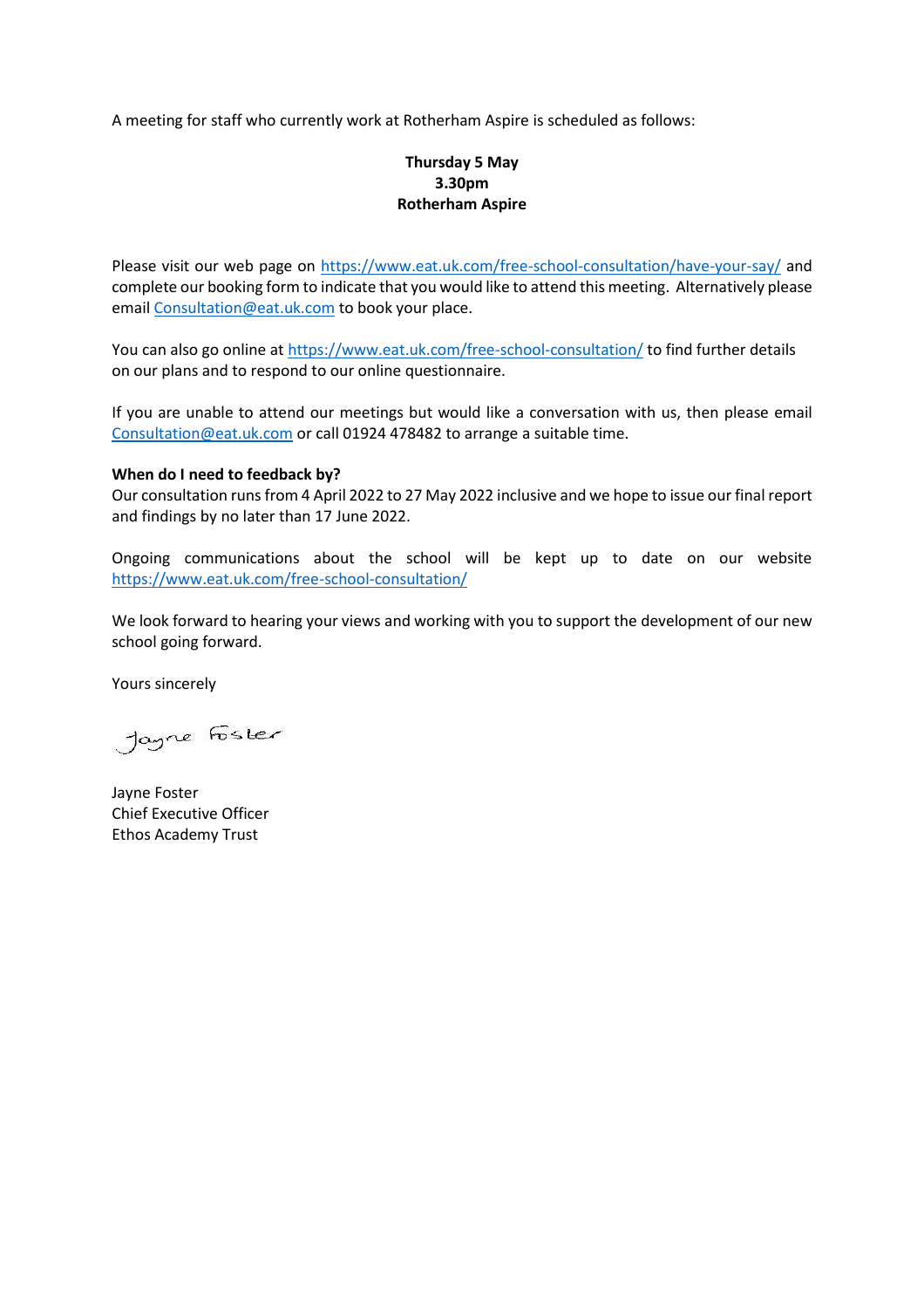A meeting for staff who currently work at Rotherham Aspire is scheduled as follows:

**Thursday 5 May**
**3.30pm**
**Rotherham Aspire**

Please visit our web page on https://www.eat.uk.com/free-school-consultation/have-your-say/ and complete our booking form to indicate that you would like to attend this meeting. Alternatively please email Consultation@eat.uk.com to book your place.

You can also go online at https://www.eat.uk.com/free-school-consultation/ to find further details on our plans and to respond to our online questionnaire.

If you are unable to attend our meetings but would like a conversation with us, then please email Consultation@eat.uk.com or call 01924 478482 to arrange a suitable time.

**When do I need to feedback by?**
Our consultation runs from 4 April 2022 to 27 May 2022 inclusive and we hope to issue our final report and findings by no later than 17 June 2022.

Ongoing communications about the school will be kept up to date on our website https://www.eat.uk.com/free-school-consultation/

We look forward to hearing your views and working with you to support the development of our new school going forward.

Yours sincerely

Jayne Foster

Jayne Foster
Chief Executive Officer
Ethos Academy Trust